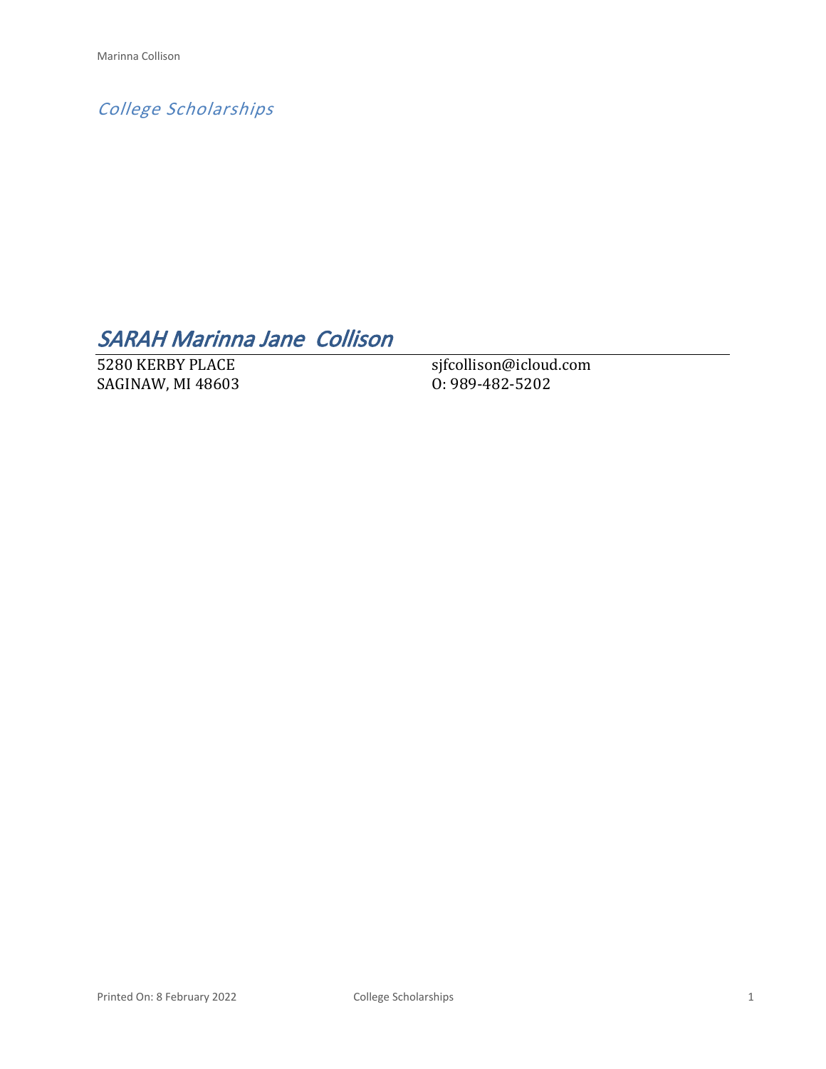*College Scholarships*

# *SARAH Marinna Jane Collison*

5280 KERBY PLACE
SAGINAW, MI 48603

sjfcollison@icloud.com
O: 989-482-5202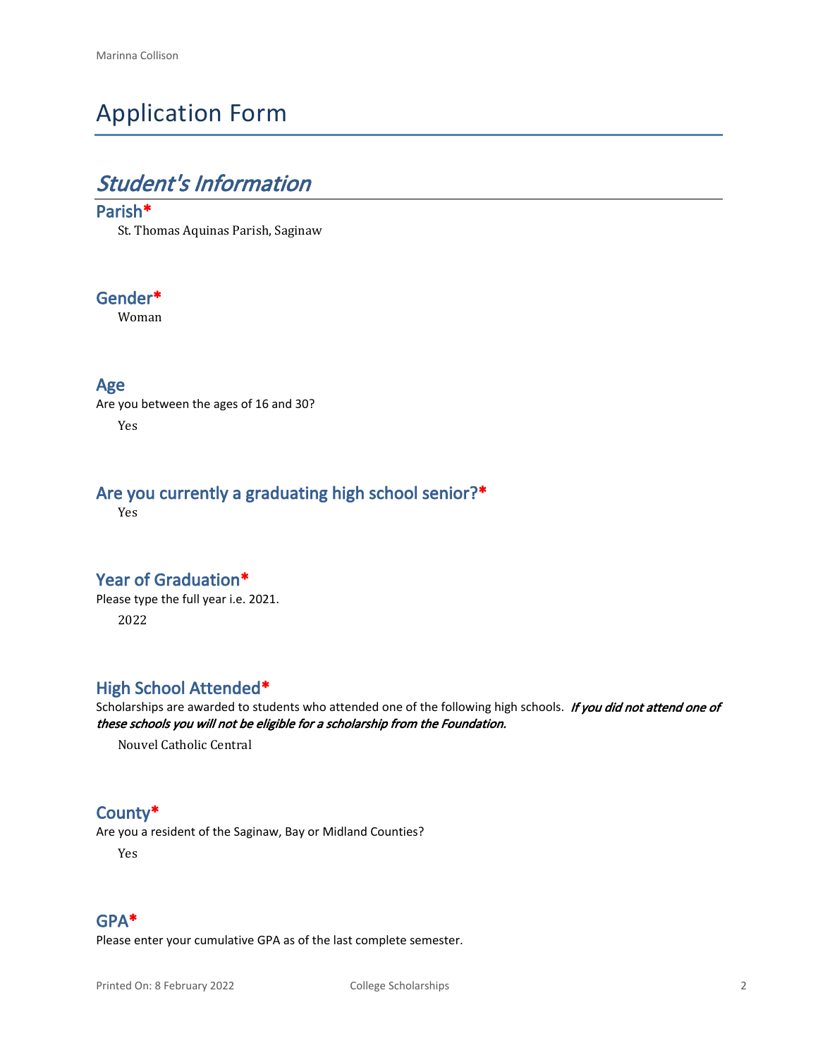# Application Form

## *Student's Information*

### Parish*

St. Thomas Aquinas Parish, Saginaw

### Gender*

Woman

### Age

Are you between the ages of 16 and 30?

Yes

### Are you currently a graduating high school senior?*

Yes

### Year of Graduation*

Please type the full year i.e. 2021.

2022

### High School Attended*

Scholarships are awarded to students who attended one of the following high schools. ***If you did not attend one of these schools you will not be eligible for a scholarship from the Foundation.***

Nouvel Catholic Central

### County*

Are you a resident of the Saginaw, Bay or Midland Counties?

Yes

### GPA*

Please enter your cumulative GPA as of the last complete semester.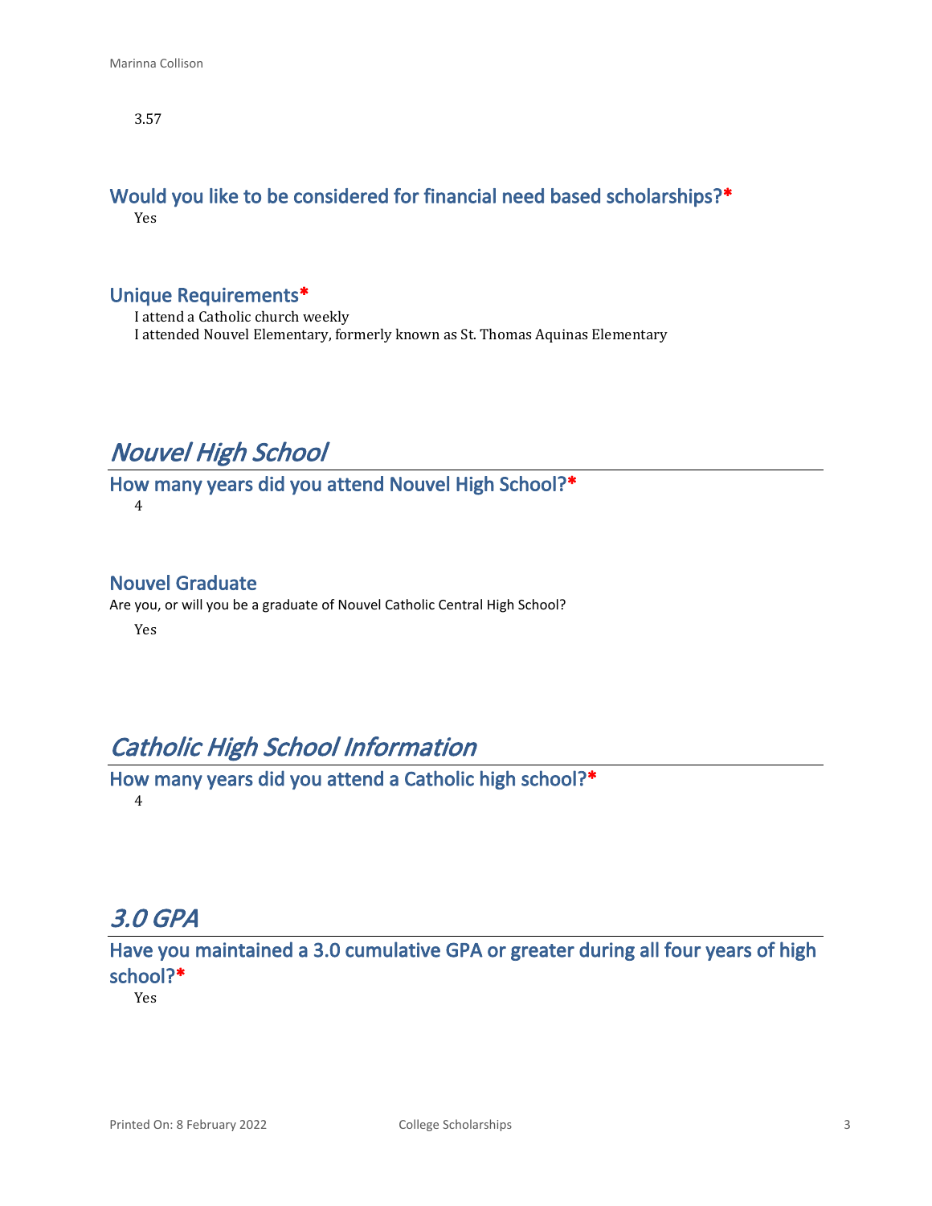3.57

### Would you like to be considered for financial need based scholarships?*

Yes

### Unique Requirements*

I attend a Catholic church weekly
I attended Nouvel Elementary, formerly known as St. Thomas Aquinas Elementary

## *Nouvel High School*

### How many years did you attend Nouvel High School?*

4

### Nouvel Graduate

Are you, or will you be a graduate of Nouvel Catholic Central High School?

Yes

## *Catholic High School Information*

### How many years did you attend a Catholic high school?*

4

## *3.0 GPA*

### Have you maintained a 3.0 cumulative GPA or greater during all four years of high school?*

Yes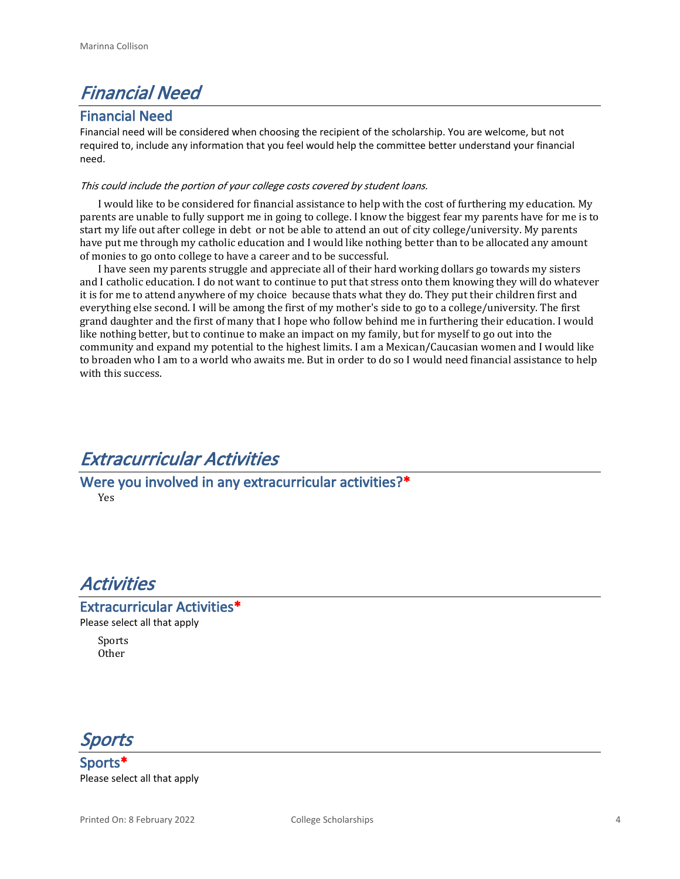# *Financial Need*

## Financial Need

Financial need will be considered when choosing the recipient of the scholarship. You are welcome, but not required to, include any information that you feel would help the committee better understand your financial need.

*This could include the portion of your college costs covered by student loans.*

I would like to be considered for financial assistance to help with the cost of furthering my education. My parents are unable to fully support me in going to college. I know the biggest fear my parents have for me is to start my life out after college in debt or not be able to attend an out of city college/university. My parents have put me through my catholic education and I would like nothing better than to be allocated any amount of monies to go onto college to have a career and to be successful.

I have seen my parents struggle and appreciate all of their hard working dollars go towards my sisters and I catholic education. I do not want to continue to put that stress onto them knowing they will do whatever it is for me to attend anywhere of my choice because thats what they do. They put their children first and everything else second. I will be among the first of my mother's side to go to a college/university. The first grand daughter and the first of many that I hope who follow behind me in furthering their education. I would like nothing better, but to continue to make an impact on my family, but for myself to go out into the community and expand my potential to the highest limits. I am a Mexican/Caucasian women and I would like to broaden who I am to a world who awaits me. But in order to do so I would need financial assistance to help with this success.

# *Extracurricular Activities*

## Were you involved in any extracurricular activities?*

Yes

# *Activities*

## Extracurricular Activities*

Please select all that apply

Sports
Other

# *Sports*

## Sports*

Please select all that apply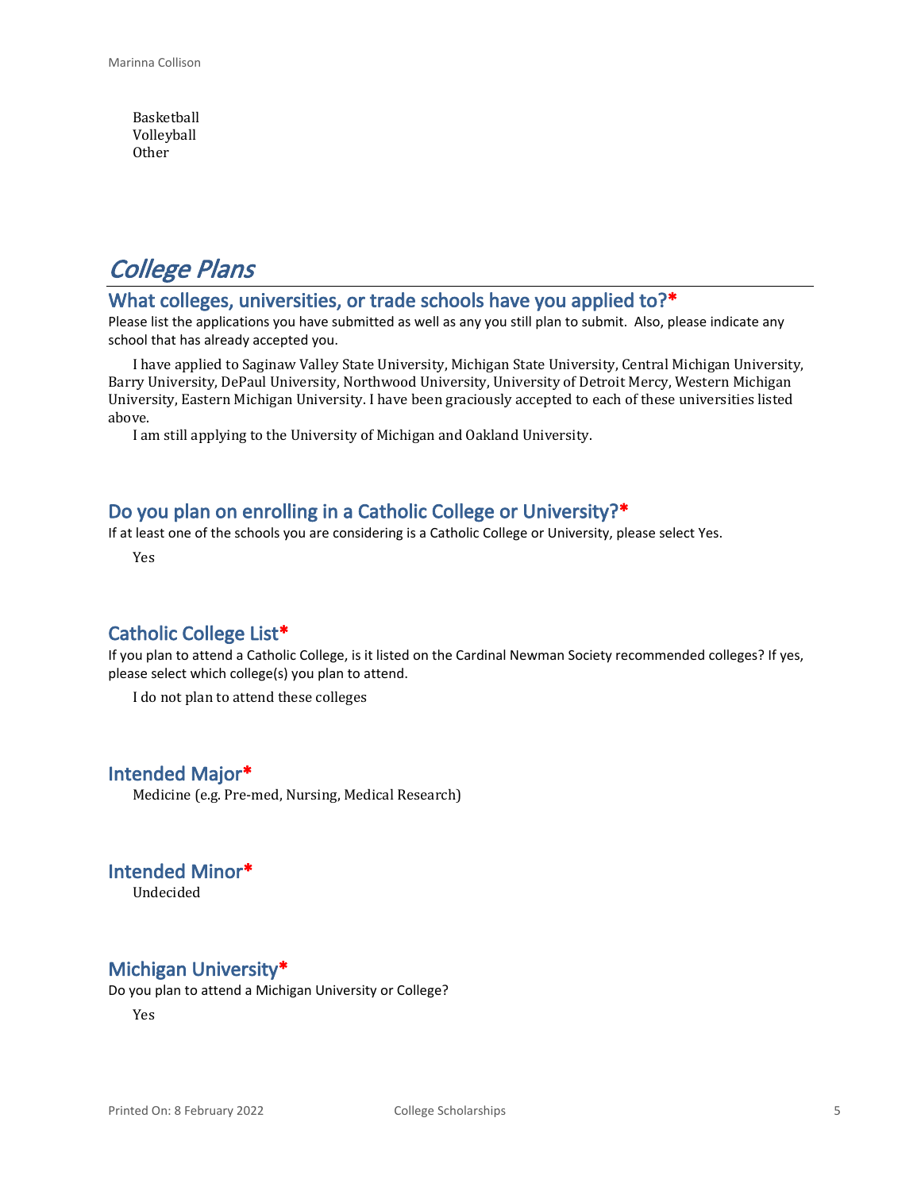Basketball
Volleyball
Other

# *College Plans*

## What colleges, universities, or trade schools have you applied to?*

Please list the applications you have submitted as well as any you still plan to submit. Also, please indicate any school that has already accepted you.

I have applied to Saginaw Valley State University, Michigan State University, Central Michigan University, Barry University, DePaul University, Northwood University, University of Detroit Mercy, Western Michigan University, Eastern Michigan University. I have been graciously accepted to each of these universities listed above.

I am still applying to the University of Michigan and Oakland University.

## Do you plan on enrolling in a Catholic College or University?*

If at least one of the schools you are considering is a Catholic College or University, please select Yes.

Yes

## Catholic College List*

If you plan to attend a Catholic College, is it listed on the Cardinal Newman Society recommended colleges? If yes, please select which college(s) you plan to attend.

I do not plan to attend these colleges

## Intended Major*

Medicine (e.g. Pre-med, Nursing, Medical Research)

## Intended Minor*

Undecided

## Michigan University*

Do you plan to attend a Michigan University or College?

Yes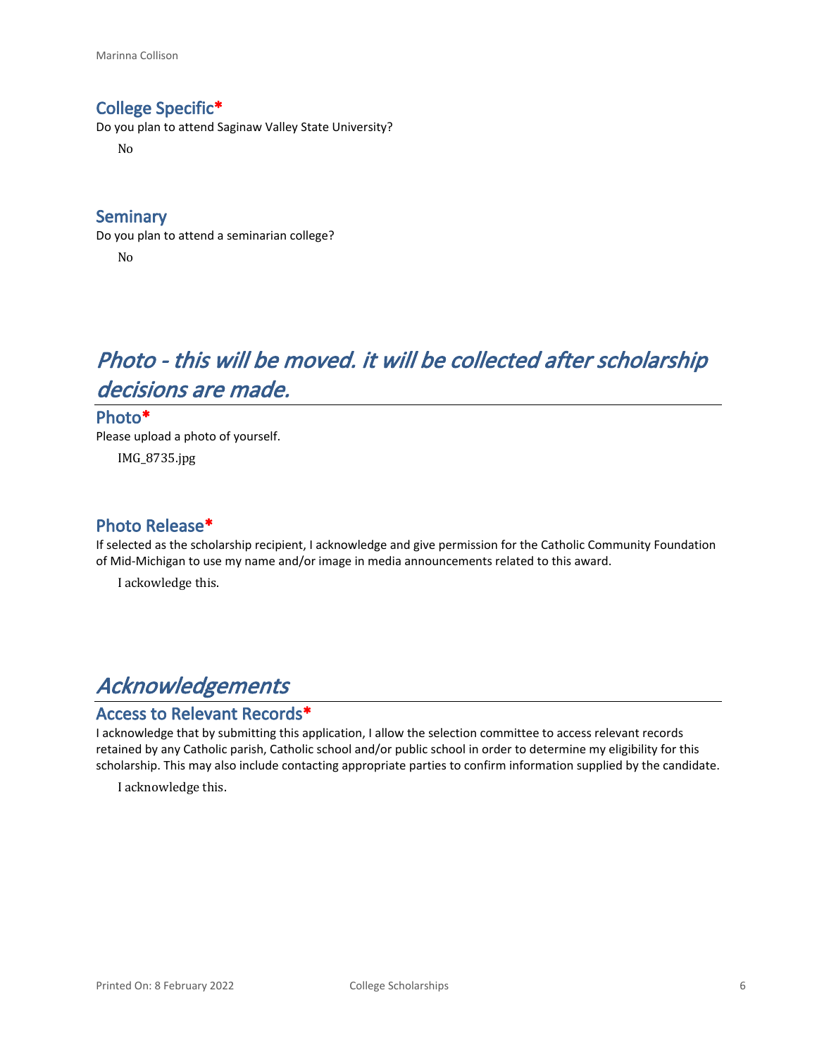### College Specific*

Do you plan to attend Saginaw Valley State University?

No

### Seminary

Do you plan to attend a seminarian college?

No

## *Photo - this will be moved. it will be collected after scholarship decisions are made.*

### Photo*

Please upload a photo of yourself.

IMG_8735.jpg

### Photo Release*

If selected as the scholarship recipient, I acknowledge and give permission for the Catholic Community Foundation of Mid-Michigan to use my name and/or image in media announcements related to this award.

I ackowledge this.

## *Acknowledgements*

### Access to Relevant Records*

I acknowledge that by submitting this application, I allow the selection committee to access relevant records retained by any Catholic parish, Catholic school and/or public school in order to determine my eligibility for this scholarship. This may also include contacting appropriate parties to confirm information supplied by the candidate.

I acknowledge this.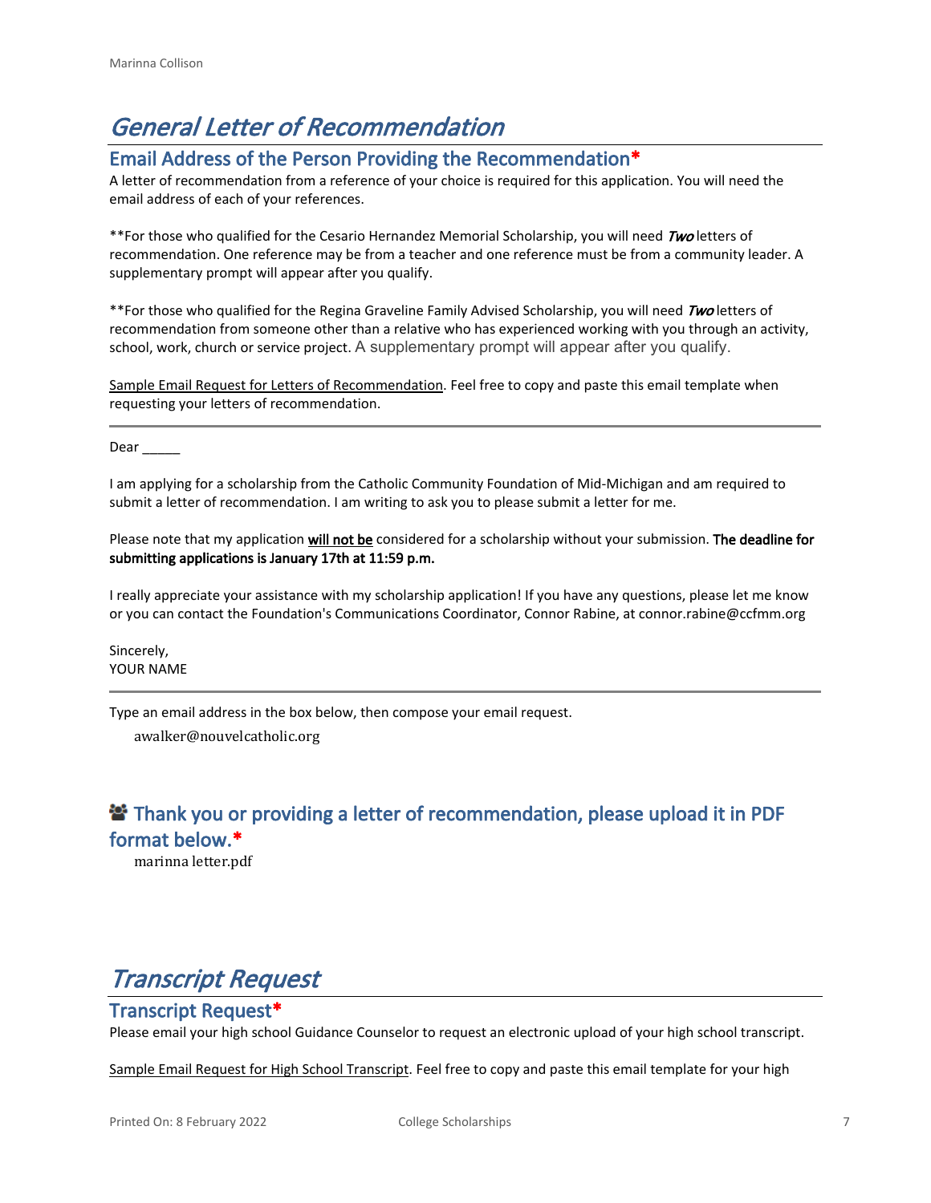# *General Letter of Recommendation*

## Email Address of the Person Providing the Recommendation*

A letter of recommendation from a reference of your choice is required for this application. You will need the email address of each of your references.

**For those who qualified for the Cesario Hernandez Memorial Scholarship, you will need ***Two*** letters of recommendation. One reference may be from a teacher and one reference must be from a community leader. A supplementary prompt will appear after you qualify.

**For those who qualified for the Regina Graveline Family Advised Scholarship, you will need ***Two*** letters of recommendation from someone other than a relative who has experienced working with you through an activity, school, work, church or service project. A supplementary prompt will appear after you qualify.

Sample Email Request for Letters of Recommendation. Feel free to copy and paste this email template when requesting your letters of recommendation.

---

Dear _____

I am applying for a scholarship from the Catholic Community Foundation of Mid-Michigan and am required to submit a letter of recommendation. I am writing to ask you to please submit a letter for me.

Please note that my application <u>**will not be**</u> considered for a scholarship without your submission. **The deadline for submitting applications is January 17th at 11:59 p.m.**

I really appreciate your assistance with my scholarship application! If you have any questions, please let me know or you can contact the Foundation's Communications Coordinator, Connor Rabine, at connor.rabine@ccfmm.org

Sincerely,
YOUR NAME

---

Type an email address in the box below, then compose your email request.

awalker@nouvelcatholic.org

## Thank you or providing a letter of recommendation, please upload it in PDF format below.*

marinna letter.pdf

# *Transcript Request*

## Transcript Request*

Please email your high school Guidance Counselor to request an electronic upload of your high school transcript.

Sample Email Request for High School Transcript. Feel free to copy and paste this email template for your high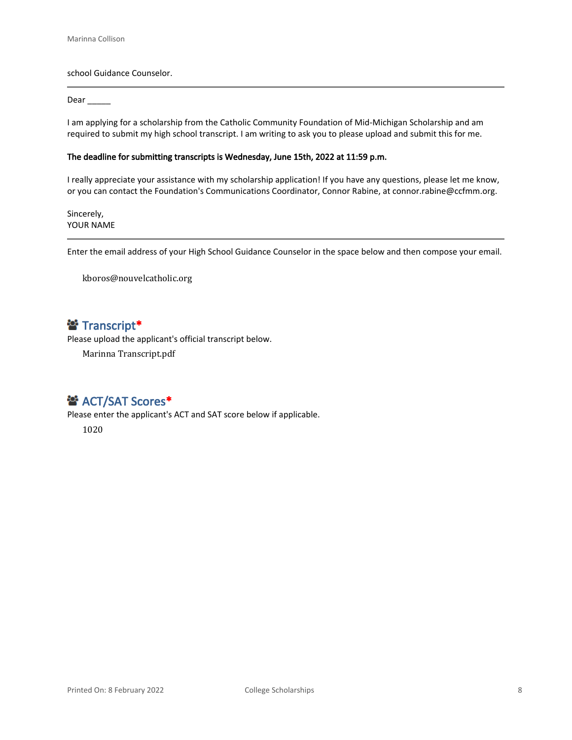school Guidance Counselor.

---

Dear _____

I am applying for a scholarship from the Catholic Community Foundation of Mid-Michigan Scholarship and am required to submit my high school transcript. I am writing to ask you to please upload and submit this for me.

**The deadline for submitting transcripts is Wednesday, June 15th, 2022 at 11:59 p.m.**

I really appreciate your assistance with my scholarship application! If you have any questions, please let me know, or you can contact the Foundation's Communications Coordinator, Connor Rabine, at connor.rabine@ccfmm.org.

Sincerely,
YOUR NAME

---

Enter the email address of your High School Guidance Counselor in the space below and then compose your email.

kboros@nouvelcatholic.org

## Transcript*

Please upload the applicant's official transcript below.

Marinna Transcript.pdf

## ACT/SAT Scores*

Please enter the applicant's ACT and SAT score below if applicable.

1020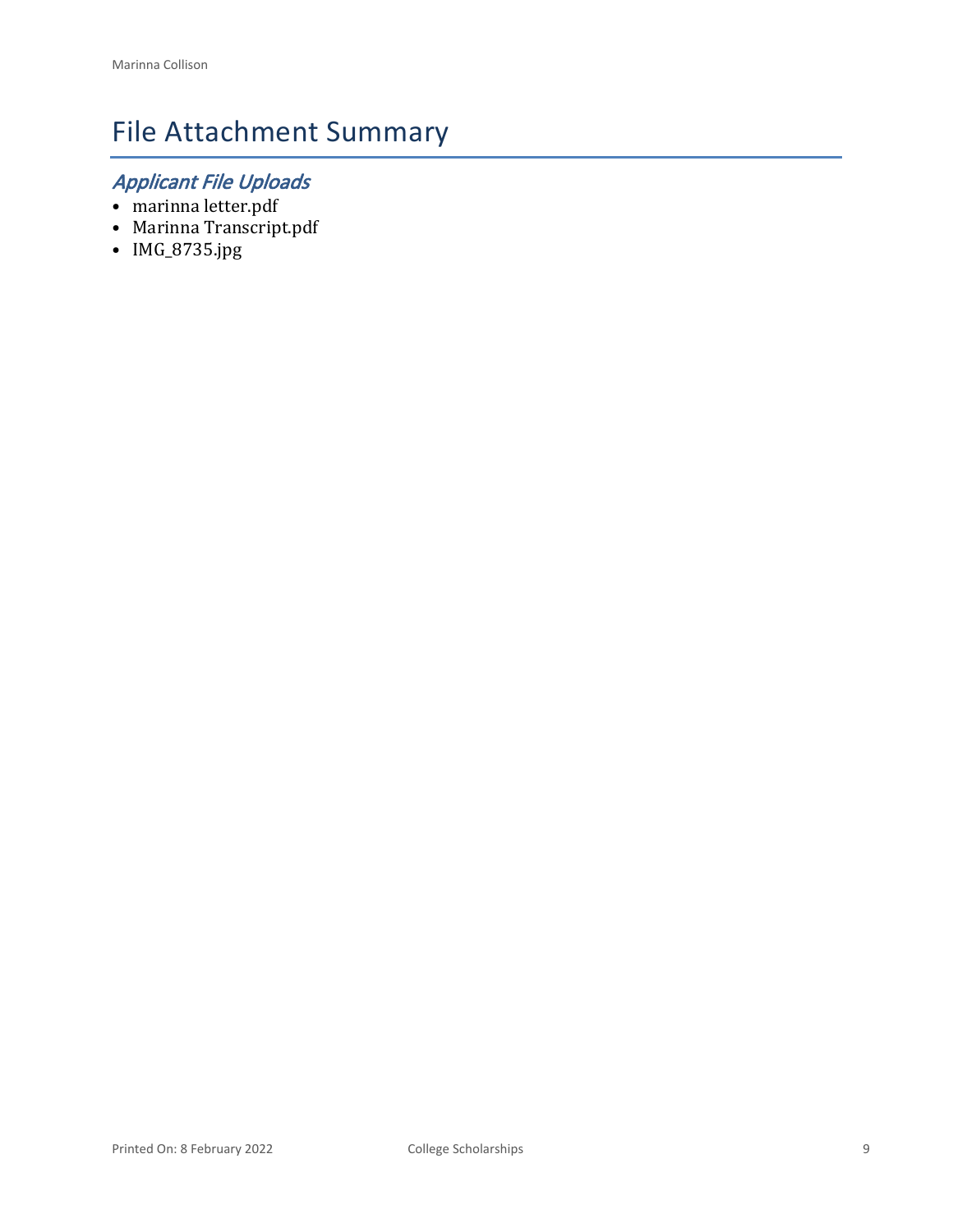# File Attachment Summary

## *Applicant File Uploads*

- marinna letter.pdf
- Marinna Transcript.pdf
- IMG_8735.jpg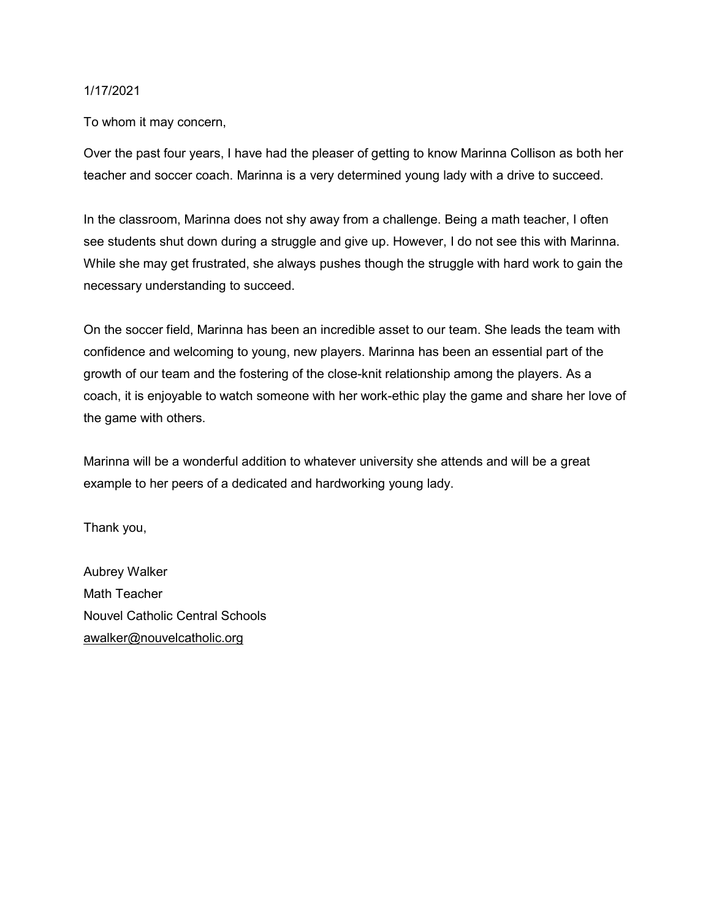1/17/2021

To whom it may concern,

Over the past four years, I have had the pleaser of getting to know Marinna Collison as both her teacher and soccer coach. Marinna is a very determined young lady with a drive to succeed.

In the classroom, Marinna does not shy away from a challenge. Being a math teacher, I often see students shut down during a struggle and give up. However, I do not see this with Marinna. While she may get frustrated, she always pushes though the struggle with hard work to gain the necessary understanding to succeed.

On the soccer field, Marinna has been an incredible asset to our team. She leads the team with confidence and welcoming to young, new players. Marinna has been an essential part of the growth of our team and the fostering of the close-knit relationship among the players. As a coach, it is enjoyable to watch someone with her work-ethic play the game and share her love of the game with others.

Marinna will be a wonderful addition to whatever university she attends and will be a great example to her peers of a dedicated and hardworking young lady.

Thank you,

Aubrey Walker
Math Teacher
Nouvel Catholic Central Schools
awalker@nouvelcatholic.org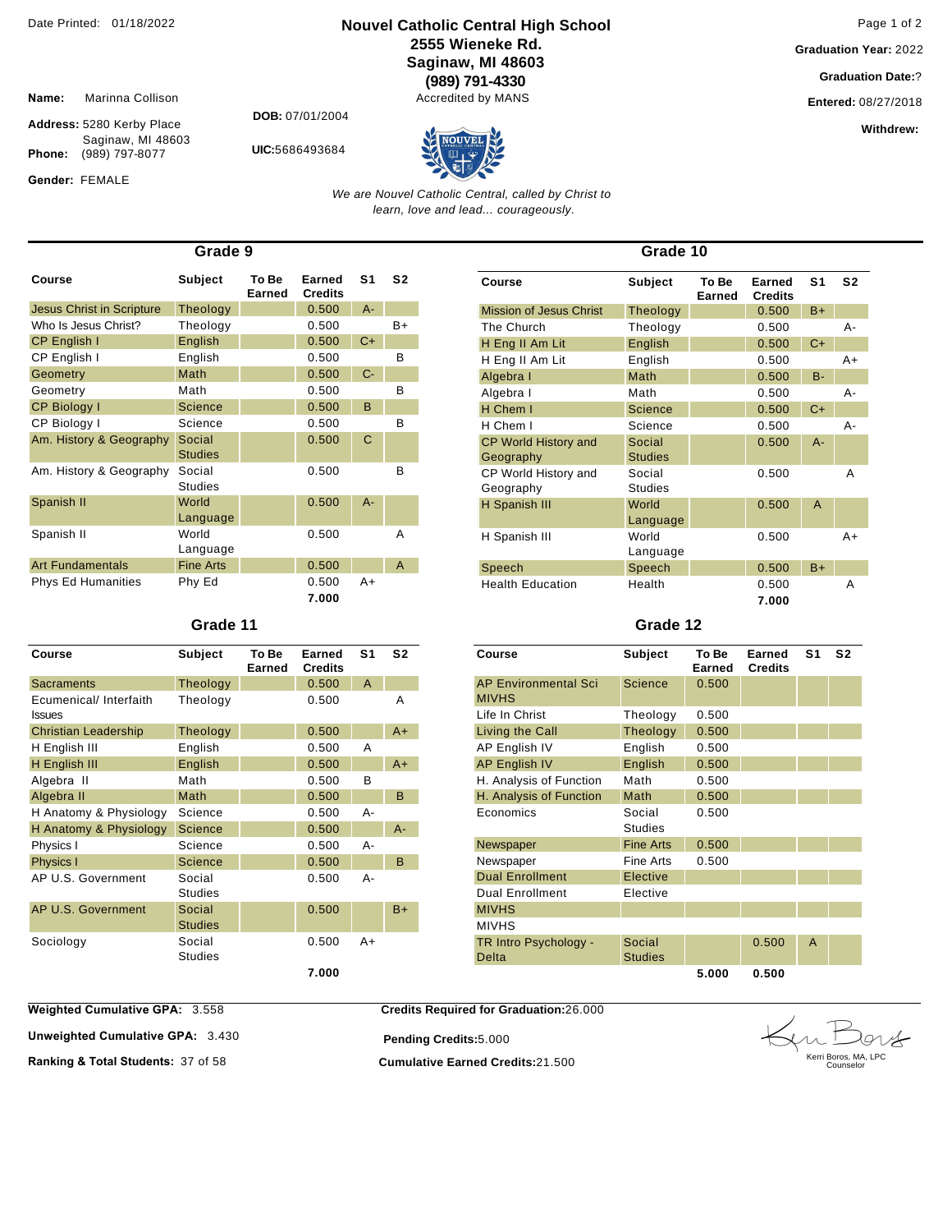Date Printed: 01/18/2022

# Nouvel Catholic Central High School

**2555 Wieneke Rd.**
**Saginaw, MI 48603**
**(989) 791-4330**
Accredited by MANS

**Graduation Year:** 2022
**Graduation Date:**?
**Entered:** 08/27/2018
**Withdrew:**

**Name:** Marinna Collison
**Address:** 5280 Kerby Place
Saginaw, MI 48603
**Phone:** (989) 797-8077
**Gender:** FEMALE

**DOB:** 07/01/2004
**UIC:**5686493684

*We are Nouvel Catholic Central, called by Christ to learn, love and lead... courageously.*

## Grade 9

| Course | Subject | To Be Earned | Earned Credits | S1 | S2 |
|---|---|---|---|---|---|
| Jesus Christ in Scripture | Theology | | 0.500 | A- | |
| Who Is Jesus Christ? | Theology | | 0.500 | | B+ |
| CP English I | English | | 0.500 | C+ | |
| CP English I | English | | 0.500 | | B |
| Geometry | Math | | 0.500 | C- | |
| Geometry | Math | | 0.500 | | B |
| CP Biology I | Science | | 0.500 | B | |
| CP Biology I | Science | | 0.500 | | B |
| Am. History & Geography | Social Studies | | 0.500 | C | |
| Am. History & Geography | Social Studies | | 0.500 | | B |
| Spanish II | World Language | | 0.500 | A- | |
| Spanish II | World Language | | 0.500 | | A |
| Art Fundamentals | Fine Arts | | 0.500 | | A |
| Phys Ed Humanities | Phy Ed | | 0.500 | A+ | |
| | | | **7.000** | | |

## Grade 10

| Course | Subject | To Be Earned | Earned Credits | S1 | S2 |
|---|---|---|---|---|---|
| Mission of Jesus Christ | Theology | | 0.500 | B+ | |
| The Church | Theology | | 0.500 | | A- |
| H Eng II Am Lit | English | | 0.500 | C+ | |
| H Eng II Am Lit | English | | 0.500 | | A+ |
| Algebra I | Math | | 0.500 | B- | |
| Algebra I | Math | | 0.500 | | A- |
| H Chem I | Science | | 0.500 | C+ | |
| H Chem I | Science | | 0.500 | | A- |
| CP World History and Geography | Social Studies | | 0.500 | A- | |
| CP World History and Geography | Social Studies | | 0.500 | | A |
| H Spanish III | World Language | | 0.500 | A | |
| H Spanish III | World Language | | 0.500 | | A+ |
| Speech | Speech | | 0.500 | B+ | |
| Health Education | Health | | 0.500 | | A |
| | | | **7.000** | | |

## Grade 11

| Course | Subject | To Be Earned | Earned Credits | S1 | S2 |
|---|---|---|---|---|---|
| Sacraments | Theology | | 0.500 | A | |
| Ecumenical/ Interfaith Issues | Theology | | 0.500 | | A |
| Christian Leadership | Theology | | 0.500 | | A+ |
| H English III | English | | 0.500 | A | |
| H English III | English | | 0.500 | | A+ |
| Algebra II | Math | | 0.500 | B | |
| Algebra II | Math | | 0.500 | | B |
| H Anatomy & Physiology | Science | | 0.500 | A- | |
| H Anatomy & Physiology | Science | | 0.500 | | A- |
| Physics I | Science | | 0.500 | A- | |
| Physics I | Science | | 0.500 | | B |
| AP U.S. Government | Social Studies | | 0.500 | A- | |
| AP U.S. Government | Social Studies | | 0.500 | | B+ |
| Sociology | Social Studies | | 0.500 | A+ | |
| | | | **7.000** | | |

## Grade 12

| Course | Subject | To Be Earned | Earned Credits | S1 | S2 |
|---|---|---|---|---|---|
| AP Environmental Sci MIVHS | Science | 0.500 | | | |
| Life In Christ | Theology | 0.500 | | | |
| Living the Call | Theology | 0.500 | | | |
| AP English IV | English | 0.500 | | | |
| AP English IV | English | 0.500 | | | |
| H. Analysis of Function | Math | 0.500 | | | |
| H. Analysis of Function | Math | 0.500 | | | |
| Economics | Social Studies | 0.500 | | | |
| Newspaper | Fine Arts | 0.500 | | | |
| Newspaper | Fine Arts | 0.500 | | | |
| Dual Enrollment | Elective | | | | |
| Dual Enrollment | Elective | | | | |
| MIVHS | | | | | |
| MIVHS | | | | | |
| TR Intro Psychology - Delta | Social Studies | | 0.500 | A | |
| | | **5.000** | **0.500** | | |

**Weighted Cumulative GPA:** 3.558
**Unweighted Cumulative GPA:** 3.430
**Ranking & Total Students:** 37 of 58

**Credits Required for Graduation:**26.000
**Pending Credits:**5.000
**Cumulative Earned Credits:**21.500

Kerri Boros, MA, LPC
Counselor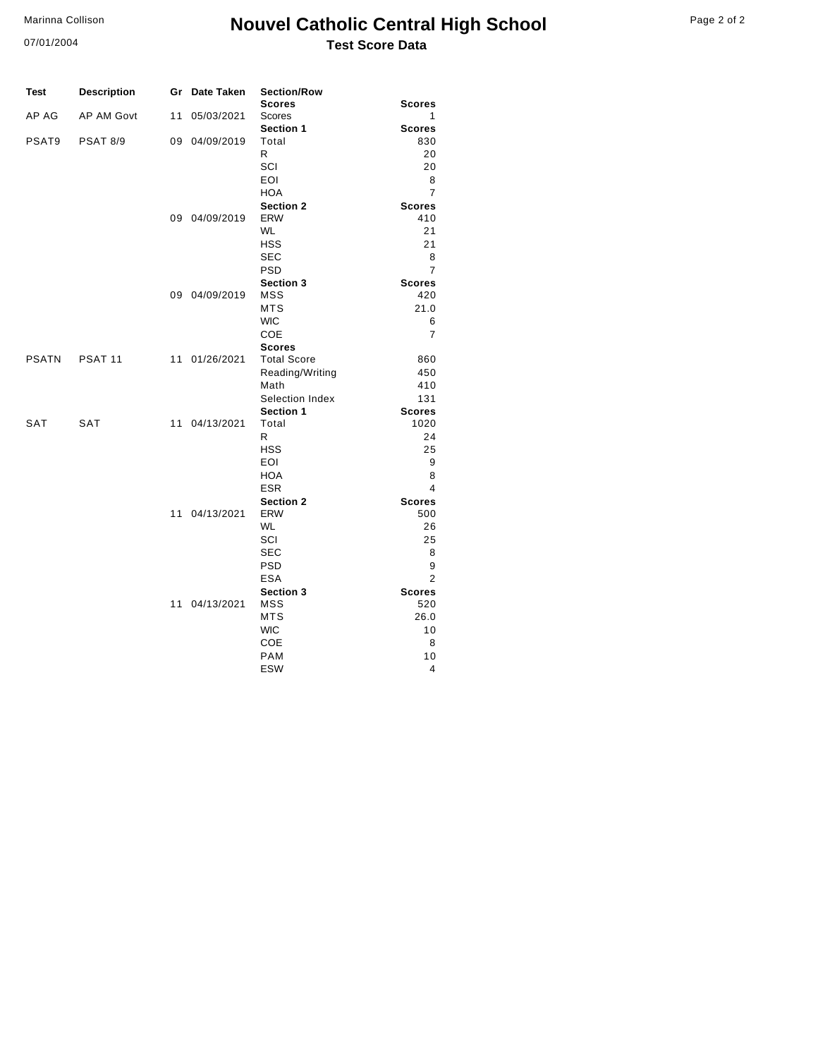# Nouvel Catholic Central High School

## Test Score Data

Marinna Collison
07/01/2004

| Test | Description | Gr | Date Taken | Section/Row | Scores |
|---|---|---|---|---|---|
| | | | | **Scores** | **Scores** |
| AP AG | AP AM Govt | 11 | 05/03/2021 | Scores | 1 |
| | | | | **Section 1** | **Scores** |
| PSAT9 | PSAT 8/9 | 09 | 04/09/2019 | Total | 830 |
| | | | | R | 20 |
| | | | | SCI | 20 |
| | | | | EOI | 8 |
| | | | | HOA | 7 |
| | | | | **Section 2** | **Scores** |
| | | 09 | 04/09/2019 | ERW | 410 |
| | | | | WL | 21 |
| | | | | HSS | 21 |
| | | | | SEC | 8 |
| | | | | PSD | 7 |
| | | | | **Section 3** | **Scores** |
| | | 09 | 04/09/2019 | MSS | 420 |
| | | | | MTS | 21.0 |
| | | | | WIC | 6 |
| | | | | COE | 7 |
| | | | | **Scores** | |
| PSATN | PSAT 11 | 11 | 01/26/2021 | Total Score | 860 |
| | | | | Reading/Writing | 450 |
| | | | | Math | 410 |
| | | | | Selection Index | 131 |
| | | | | **Section 1** | **Scores** |
| SAT | SAT | 11 | 04/13/2021 | Total | 1020 |
| | | | | R | 24 |
| | | | | HSS | 25 |
| | | | | EOI | 9 |
| | | | | HOA | 8 |
| | | | | ESR | 4 |
| | | | | **Section 2** | **Scores** |
| | | 11 | 04/13/2021 | ERW | 500 |
| | | | | WL | 26 |
| | | | | SCI | 25 |
| | | | | SEC | 8 |
| | | | | PSD | 9 |
| | | | | ESA | 2 |
| | | | | **Section 3** | **Scores** |
| | | 11 | 04/13/2021 | MSS | 520 |
| | | | | MTS | 26.0 |
| | | | | WIC | 10 |
| | | | | COE | 8 |
| | | | | PAM | 10 |
| | | | | ESW | 4 |